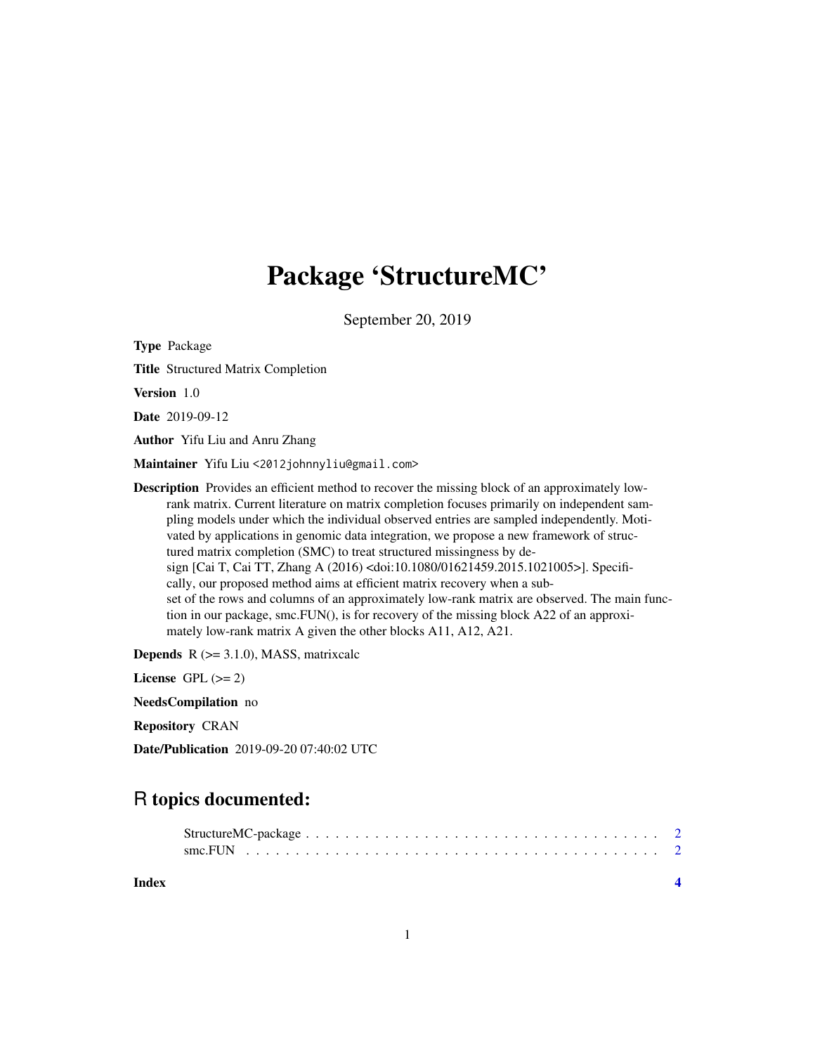# Package 'StructureMC'

September 20, 2019

**Type** Package

**Title** Structured Matrix Completion

**Version** 1.0

**Date** 2019-09-12

**Author** Yifu Liu and Anru Zhang

**Maintainer** Yifu Liu <2012johnnyliu@gmail.com>

**Description** Provides an efficient method to recover the missing block of an approximately low-rank matrix. Current literature on matrix completion focuses primarily on independent sampling models under which the individual observed entries are sampled independently. Motivated by applications in genomic data integration, we propose a new framework of structured matrix completion (SMC) to treat structured missingness by design [Cai T, Cai TT, Zhang A (2016) <doi:10.1080/01621459.2015.1021005>]. Specifically, our proposed method aims at efficient matrix recovery when a subset of the rows and columns of an approximately low-rank matrix are observed. The main function in our package, smc.FUN(), is for recovery of the missing block A22 of an approximately low-rank matrix A given the other blocks A11, A12, A21.

**Depends** R (>= 3.1.0), MASS, matrixcalc

**License** GPL (>= 2)

**NeedsCompilation** no

**Repository** CRAN

**Date/Publication** 2019-09-20 07:40:02 UTC

## R topics documented:

| | |
|---|---|
| StructureMC-package | 2 |
| smc.FUN | 2 |
| **Index** | **4** |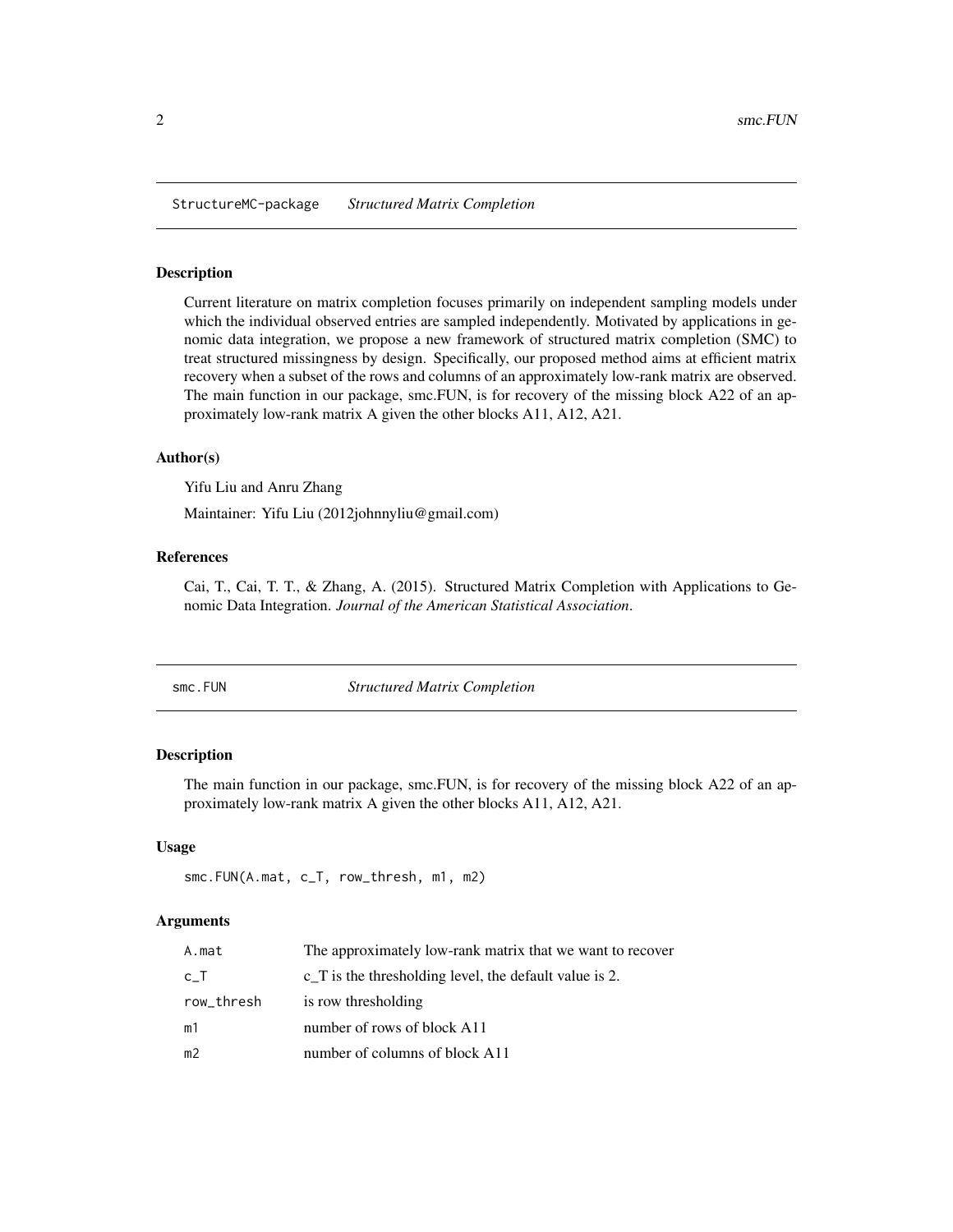StructureMC-package    *Structured Matrix Completion*

### Description

Current literature on matrix completion focuses primarily on independent sampling models under which the individual observed entries are sampled independently. Motivated by applications in genomic data integration, we propose a new framework of structured matrix completion (SMC) to treat structured missingness by design. Specifically, our proposed method aims at efficient matrix recovery when a subset of the rows and columns of an approximately low-rank matrix are observed. The main function in our package, smc.FUN, is for recovery of the missing block A22 of an approximately low-rank matrix A given the other blocks A11, A12, A21.

### Author(s)

Yifu Liu and Anru Zhang

Maintainer: Yifu Liu (2012johnnyliu@gmail.com)

### References

Cai, T., Cai, T. T., & Zhang, A. (2015). Structured Matrix Completion with Applications to Genomic Data Integration. *Journal of the American Statistical Association*.

smc.FUN    *Structured Matrix Completion*

### Description

The main function in our package, smc.FUN, is for recovery of the missing block A22 of an approximately low-rank matrix A given the other blocks A11, A12, A21.

### Usage

```
smc.FUN(A.mat, c_T, row_thresh, m1, m2)
```

### Arguments

| | |
|---|---|
| A.mat | The approximately low-rank matrix that we want to recover |
| c_T | c_T is the thresholding level, the default value is 2. |
| row_thresh | is row thresholding |
| m1 | number of rows of block A11 |
| m2 | number of columns of block A11 |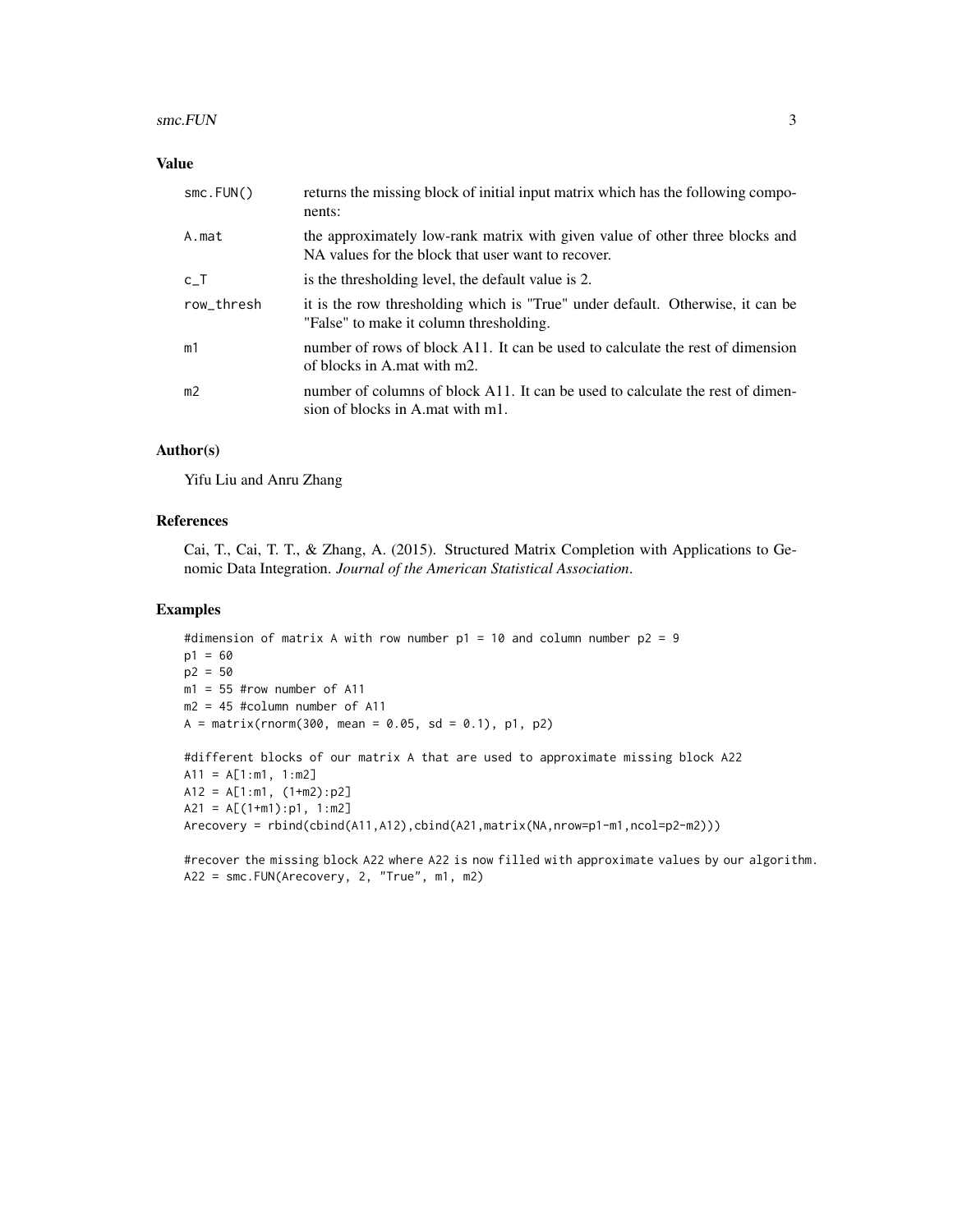## Value

| | |
|---|---|
| `smc.FUN()` | returns the missing block of initial input matrix which has the following components: |
| `A.mat` | the approximately low-rank matrix with given value of other three blocks and NA values for the block that user want to recover. |
| `c_T` | is the thresholding level, the default value is 2. |
| `row_thresh` | it is the row thresholding which is "True" under default. Otherwise, it can be "False" to make it column thresholding. |
| `m1` | number of rows of block A11. It can be used to calculate the rest of dimension of blocks in A.mat with m2. |
| `m2` | number of columns of block A11. It can be used to calculate the rest of dimension of blocks in A.mat with m1. |

## Author(s)

Yifu Liu and Anru Zhang

## References

Cai, T., Cai, T. T., & Zhang, A. (2015). Structured Matrix Completion with Applications to Genomic Data Integration. *Journal of the American Statistical Association*.

## Examples

```
#dimension of matrix A with row number p1 = 10 and column number p2 = 9
p1 = 60
p2 = 50
m1 = 55 #row number of A11
m2 = 45 #column number of A11
A = matrix(rnorm(300, mean = 0.05, sd = 0.1), p1, p2)

#different blocks of our matrix A that are used to approximate missing block A22
A11 = A[1:m1, 1:m2]
A12 = A[1:m1, (1+m2):p2]
A21 = A[(1+m1):p1, 1:m2]
Arecovery = rbind(cbind(A11,A12),cbind(A21,matrix(NA,nrow=p1-m1,ncol=p2-m2)))

#recover the missing block A22 where A22 is now filled with approximate values by our algorithm.
A22 = smc.FUN(Arecovery, 2, "True", m1, m2)
```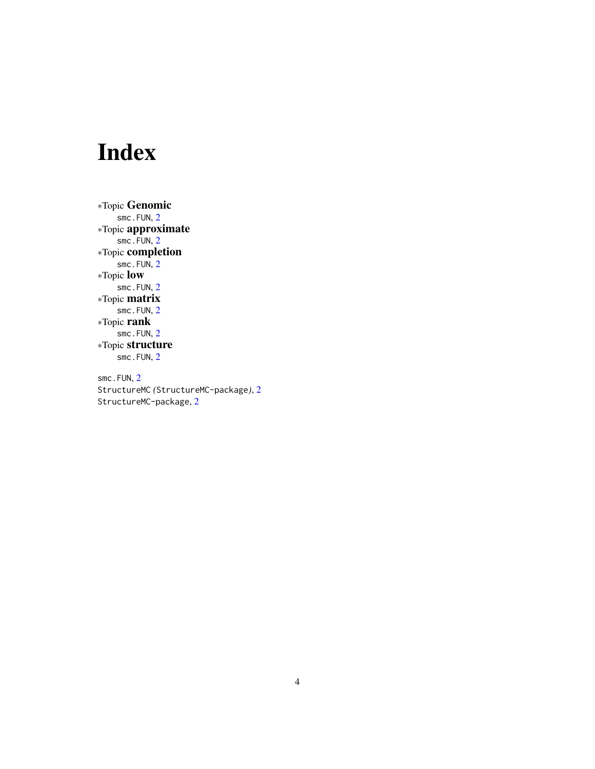# Index

*Topic **Genomic**
  smc.FUN, 2

*Topic **approximate**
  smc.FUN, 2

*Topic **completion**
  smc.FUN, 2

*Topic **low**
  smc.FUN, 2

*Topic **matrix**
  smc.FUN, 2

*Topic **rank**
  smc.FUN, 2

*Topic **structure**
  smc.FUN, 2

smc.FUN, 2
StructureMC *(*StructureMC-package*)*, 2
StructureMC-package, 2